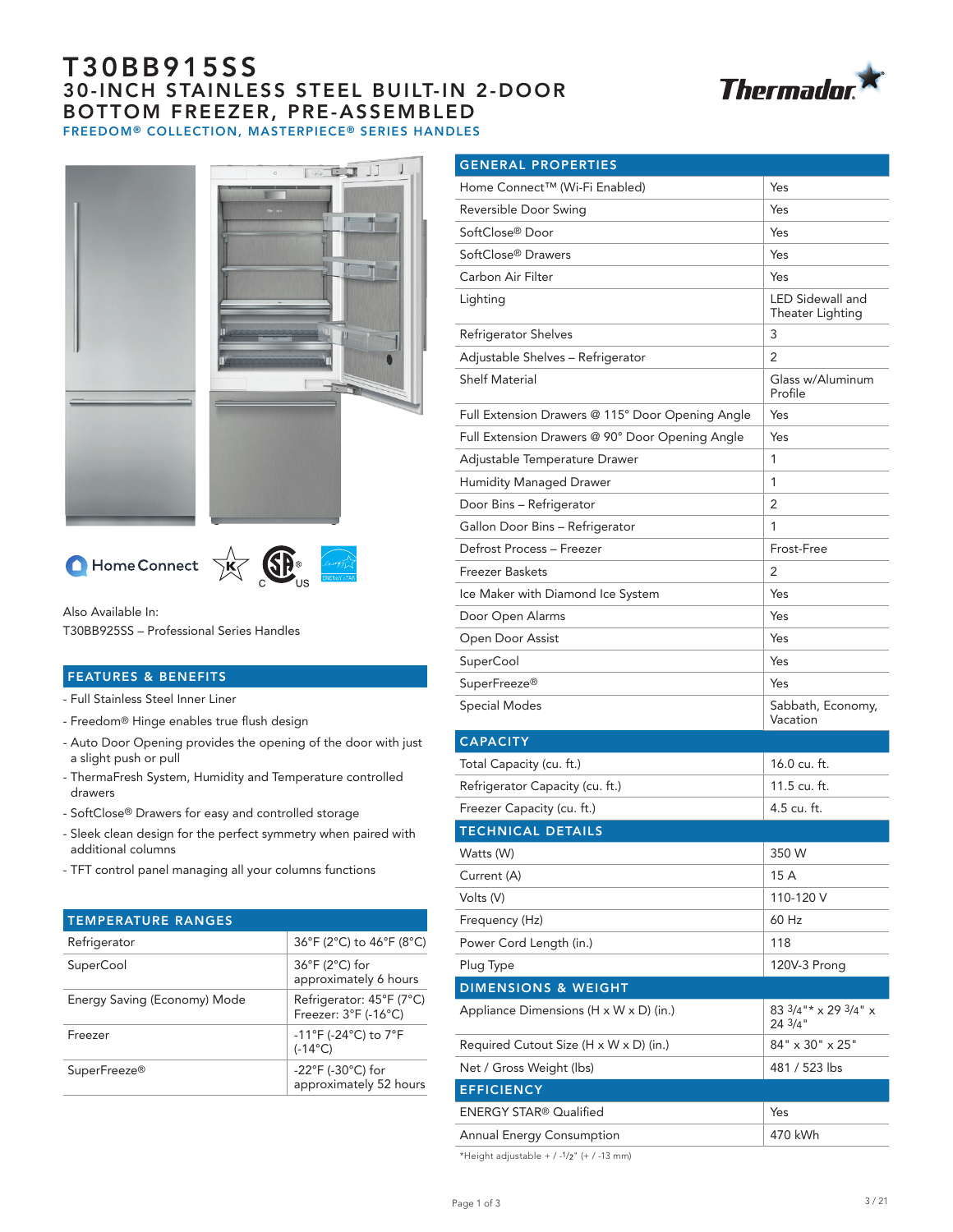# T30BB915SS

## 30-INCH STAINLESS STEEL BUILT-IN 2-DOOR BOTTOM FREEZER, PRE-ASSEMBLED

### FREEDOM® COLLECTION, MASTERPIECE® SERIES HANDLES

Also Available In:
T30BB925SS – Professional Series Handles

## FEATURES & BENEFITS

- Full Stainless Steel Inner Liner
- Freedom® Hinge enables true flush design
- Auto Door Opening provides the opening of the door with just a slight push or pull
- ThermaFresh System, Humidity and Temperature controlled drawers
- SoftClose® Drawers for easy and controlled storage
- Sleek clean design for the perfect symmetry when paired with additional columns
- TFT control panel managing all your columns functions

## TEMPERATURE RANGES

| TEMPERATURE RANGES | |
|---|---|
| Refrigerator | 36°F (2°C) to 46°F (8°C) |
| SuperCool | 36°F (2°C) for approximately 6 hours |
| Energy Saving (Economy) Mode | Refrigerator: 45°F (7°C) Freezer: 3°F (-16°C) |
| Freezer | -11°F (-24°C) to 7°F (-14°C) |
| SuperFreeze® | -22°F (-30°C) for approximately 52 hours |

## GENERAL PROPERTIES

| GENERAL PROPERTIES | |
|---|---|
| Home Connect™ (Wi-Fi Enabled) | Yes |
| Reversible Door Swing | Yes |
| SoftClose® Door | Yes |
| SoftClose® Drawers | Yes |
| Carbon Air Filter | Yes |
| Lighting | LED Sidewall and Theater Lighting |
| Refrigerator Shelves | 3 |
| Adjustable Shelves – Refrigerator | 2 |
| Shelf Material | Glass w/Aluminum Profile |
| Full Extension Drawers @ 115° Door Opening Angle | Yes |
| Full Extension Drawers @ 90° Door Opening Angle | Yes |
| Adjustable Temperature Drawer | 1 |
| Humidity Managed Drawer | 1 |
| Door Bins – Refrigerator | 2 |
| Gallon Door Bins – Refrigerator | 1 |
| Defrost Process – Freezer | Frost-Free |
| Freezer Baskets | 2 |
| Ice Maker with Diamond Ice System | Yes |
| Door Open Alarms | Yes |
| Open Door Assist | Yes |
| SuperCool | Yes |
| SuperFreeze® | Yes |
| Special Modes | Sabbath, Economy, Vacation |

## CAPACITY

| CAPACITY | |
|---|---|
| Total Capacity (cu. ft.) | 16.0 cu. ft. |
| Refrigerator Capacity (cu. ft.) | 11.5 cu. ft. |
| Freezer Capacity (cu. ft.) | 4.5 cu. ft. |

## TECHNICAL DETAILS

| TECHNICAL DETAILS | |
|---|---|
| Watts (W) | 350 W |
| Current (A) | 15 A |
| Volts (V) | 110-120 V |
| Frequency (Hz) | 60 Hz |
| Power Cord Length (in.) | 118 |
| Plug Type | 120V-3 Prong |

## DIMENSIONS & WEIGHT

| DIMENSIONS & WEIGHT | |
|---|---|
| Appliance Dimensions (H x W x D) (in.) | 83 3/4"* x 29 3/4" x 24 3/4" |
| Required Cutout Size (H x W x D) (in.) | 84" x 30" x 25" |
| Net / Gross Weight (lbs) | 481 / 523 lbs |

## EFFICIENCY

| EFFICIENCY | |
|---|---|
| ENERGY STAR® Qualified | Yes |
| Annual Energy Consumption | 470 kWh |

*Height adjustable + / -1/2" (+ / -13 mm)

3 / 21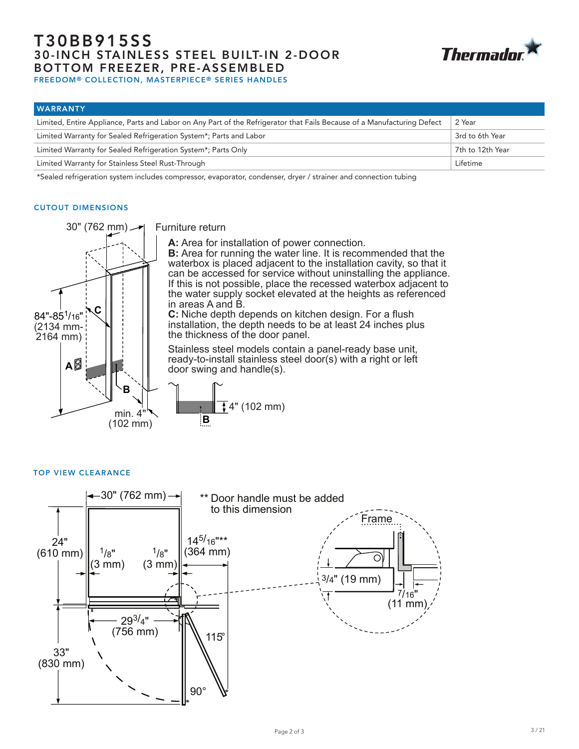# T30BB915SS

## 30-INCH STAINLESS STEEL BUILT-IN 2-DOOR BOTTOM FREEZER, PRE-ASSEMBLED

### FREEDOM® COLLECTION, MASTERPIECE® SERIES HANDLES

| WARRANTY | |
|---|---|
| Limited, Entire Appliance, Parts and Labor on Any Part of the Refrigerator that Fails Because of a Manufacturing Defect | 2 Year |
| Limited Warranty for Sealed Refrigeration System*; Parts and Labor | 3rd to 6th Year |
| Limited Warranty for Sealed Refrigeration System*; Parts Only | 7th to 12th Year |
| Limited Warranty for Stainless Steel Rust-Through | Lifetime |

*Sealed refrigeration system includes compressor, evaporator, condenser, dryer / strainer and connection tubing

### CUTOUT DIMENSIONS

30" (762 mm)

Furniture return

84"-85 1/16" (2134 mm-2164 mm)

min. 4" (102 mm)

4" (102 mm)

**A:** Area for installation of power connection.

**B:** Area for running the water line. It is recommended that the waterbox is placed adjacent to the installation cavity, so that it can be accessed for service without uninstalling the appliance. If this is not possible, place the recessed waterbox adjacent to the water supply socket elevated at the heights as referenced in areas A and B.

**C:** Niche depth depends on kitchen design. For a flush installation, the depth needs to be at least 24 inches plus the thickness of the door panel.

Stainless steel models contain a panel-ready base unit, ready-to-install stainless steel door(s) with a right or left door swing and handle(s).

### TOP VIEW CLEARANCE

30" (762 mm)

** Door handle must be added to this dimension

24" (610 mm)

1/8" (3 mm)

1/8" (3 mm)

14 5/16"** (364 mm)

29 3/4" (756 mm)

33" (830 mm)

115°

90°

Frame

3/4" (19 mm)

7/16" (11 mm)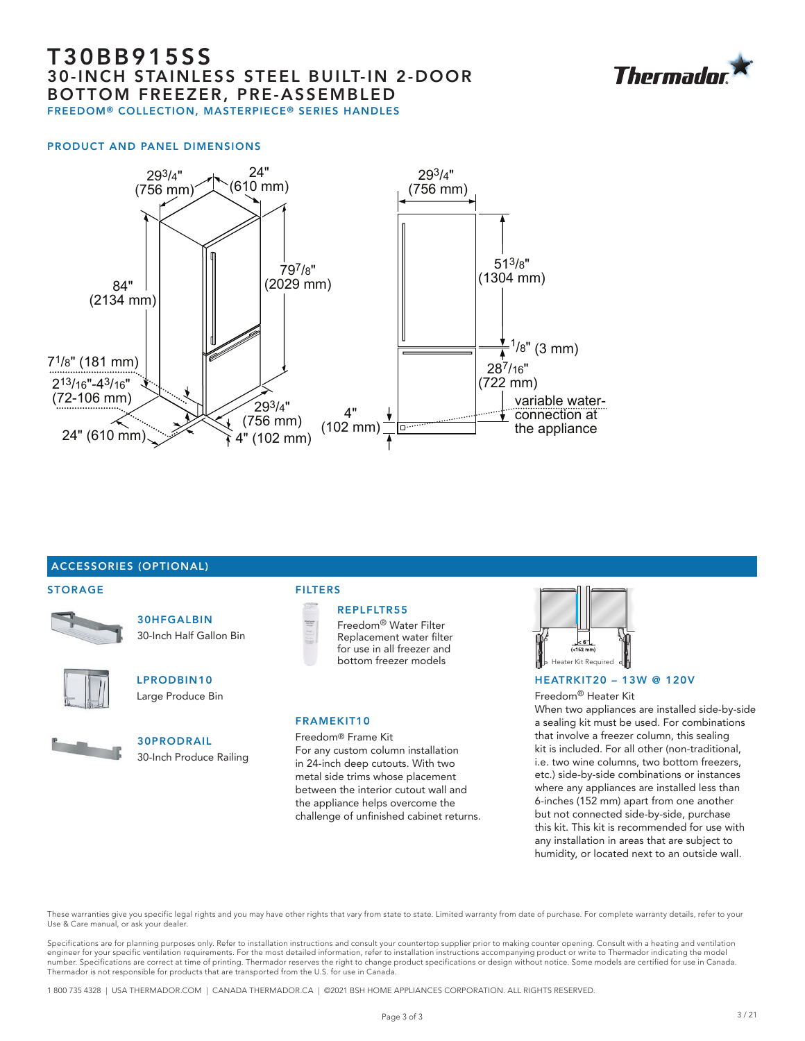# T30BB915SS

## 30-INCH STAINLESS STEEL BUILT-IN 2-DOOR BOTTOM FREEZER, PRE-ASSEMBLED

FREEDOM® COLLECTION, MASTERPIECE® SERIES HANDLES

### PRODUCT AND PANEL DIMENSIONS

29 3/4" (756 mm)
24" (610 mm)
84" (2134 mm)
79 7/8" (2029 mm)
7 1/8" (181 mm)
2 13/16"-4 3/16" (72-106 mm)
24" (610 mm)
29 3/4" (756 mm)
4" (102 mm)

29 3/4" (756 mm)
51 3/8" (1304 mm)
1/8" (3 mm)
28 7/16" (722 mm)
4" (102 mm)
variable water-connection at the appliance

## ACCESSORIES (OPTIONAL)

### STORAGE

**30HFGALBIN**
30-Inch Half Gallon Bin

**LPRODBIN10**
Large Produce Bin

**30PRODRAIL**
30-Inch Produce Railing

### FILTERS

**REPLFLTR55**
Freedom® Water Filter
Replacement water filter for use in all freezer and bottom freezer models

**FRAMEKIT10**
Freedom® Frame Kit
For any custom column installation in 24-inch deep cutouts. With two metal side trims whose placement between the interior cutout wall and the appliance helps overcome the challenge of unfinished cabinet returns.

< 6" (<152 mm)
Heater Kit Required

**HEATRKIT20 – 13W @ 120V**
Freedom® Heater Kit
When two appliances are installed side-by-side a sealing kit must be used. For combinations that involve a freezer column, this sealing kit is included. For all other (non-traditional, i.e. two wine columns, two bottom freezers, etc.) side-by-side combinations or instances where any appliances are installed less than 6-inches (152 mm) apart from one another but not connected side-by-side, purchase this kit. This kit is recommended for use with any installation in areas that are subject to humidity, or located next to an outside wall.

These warranties give you specific legal rights and you may have other rights that vary from state to state. Limited warranty from date of purchase. For complete warranty details, refer to your Use & Care manual, or ask your dealer.

Specifications are for planning purposes only. Refer to installation instructions and consult your countertop supplier prior to making counter opening. Consult with a heating and ventilation engineer for your specific ventilation requirements. For the most detailed information, refer to installation instructions accompanying product or write to Thermador indicating the model number. Specifications are correct at time of printing. Thermador reserves the right to change product specifications or design without notice. Some models are certified for use in Canada. Thermador is not responsible for products that are transported from the U.S. for use in Canada.

1 800 735 4328 | USA THERMADOR.COM | CANADA THERMADOR.CA | ©2021 BSH HOME APPLIANCES CORPORATION. ALL RIGHTS RESERVED.